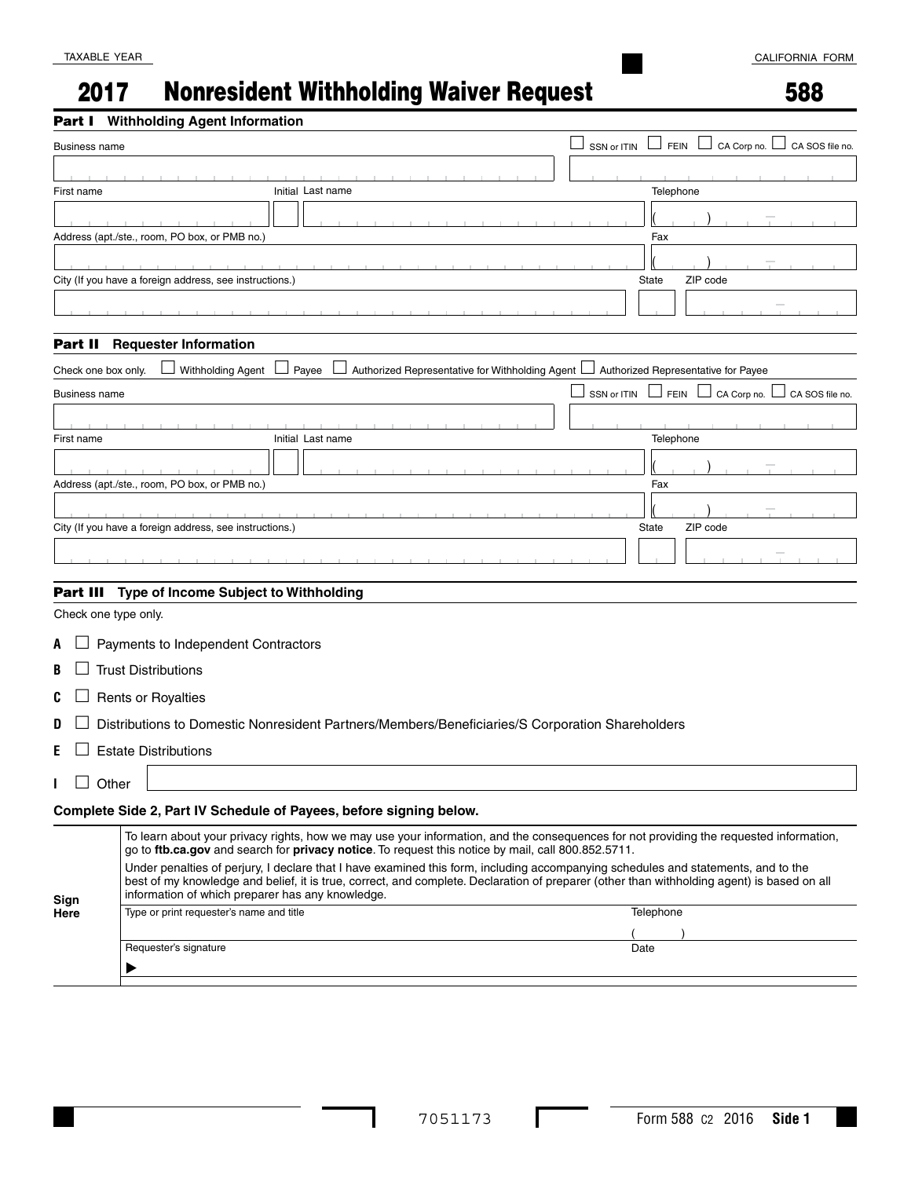TAXABLE YEAR

CALIFORNIA FORM

# 2017 Nonresident Withholding Waiver Request 588

## Part I Withholding Agent Information

Business name

☐ SSN or ITIN ☐ FEIN ☐ CA Corp no. ☐ CA SOS file no.

First name | Initial | Last name | Telephone ( )

Address (apt./ste., room, PO box, or PMB no.) | Fax ( )

City (If you have a foreign address, see instructions.) | State | ZIP code

## Part II Requester Information

Check one box only. ☐ Withholding Agent ☐ Payee ☐ Authorized Representative for Withholding Agent ☐ Authorized Representative for Payee

Business name

☐ SSN or ITIN ☐ FEIN ☐ CA Corp no. ☐ CA SOS file no.

First name | Initial | Last name | Telephone ( )

Address (apt./ste., room, PO box, or PMB no.) | Fax ( )

City (If you have a foreign address, see instructions.) | State | ZIP code

## Part III Type of Income Subject to Withholding

Check one type only.

**A** ☐ Payments to Independent Contractors

**B** ☐ Trust Distributions

**C** ☐ Rents or Royalties

**D** ☐ Distributions to Domestic Nonresident Partners/Members/Beneficiaries/S Corporation Shareholders

**E** ☐ Estate Distributions

**I** ☐ Other

**Complete Side 2, Part IV Schedule of Payees, before signing below.**

**Sign Here**

To learn about your privacy rights, how we may use your information, and the consequences for not providing the requested information, go to **ftb.ca.gov** and search for **privacy notice**. To request this notice by mail, call 800.852.5711.

Under penalties of perjury, I declare that I have examined this form, including accompanying schedules and statements, and to the best of my knowledge and belief, it is true, correct, and complete. Declaration of preparer (other than withholding agent) is based on all information of which preparer has any knowledge.

Type or print requester's name and title | Telephone ( )

Requester's signature ▶ | Date

7051173

Form 588 C2 2016 Side 1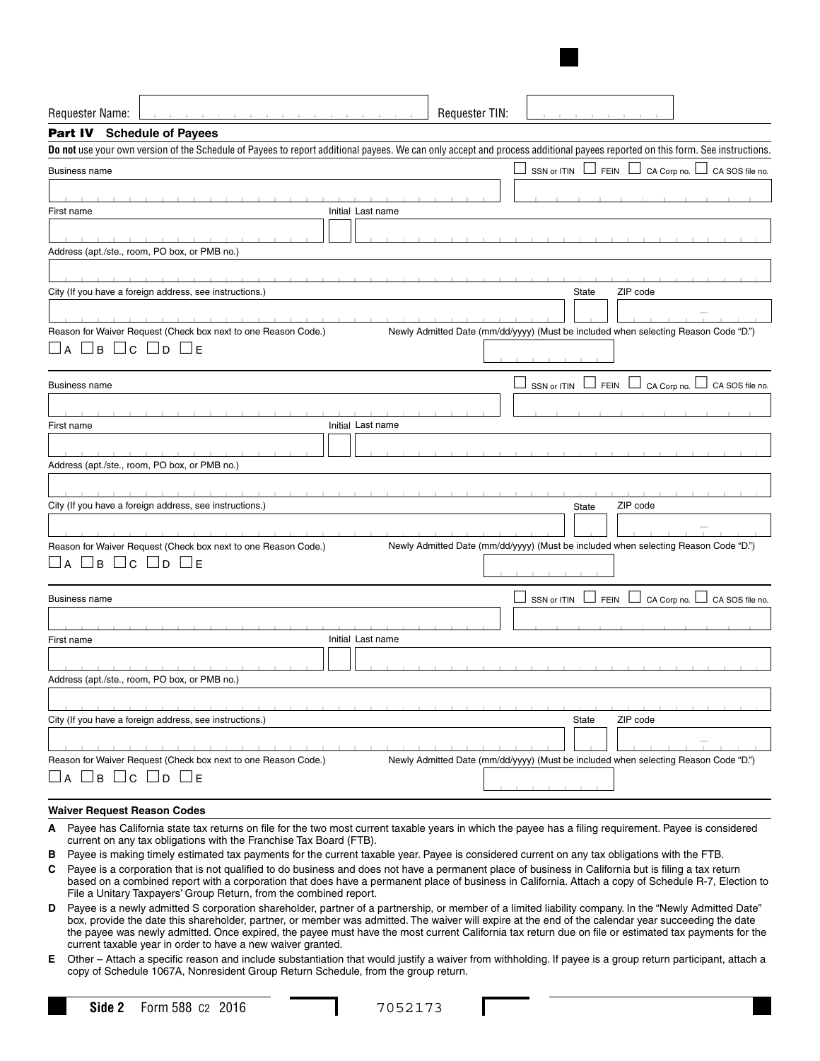Requester Name: ____________________ Requester TIN: ____________

## Part IV Schedule of Payees

**Do not** use your own version of the Schedule of Payees to report additional payees. We can only accept and process additional payees reported on this form. See instructions.

Business name ____________________ ☐ SSN or ITIN ☐ FEIN ☐ CA Corp no. ☐ CA SOS file no. ____________

First name ____________ Initial ___ Last name ____________

Address (apt./ste., room, PO box, or PMB no.) ____________________

City (If you have a foreign address, see instructions.) ____________ State ___ ZIP code ________

Reason for Waiver Request (Check box next to one Reason Code.)
☐ A ☐ B ☐ C ☐ D ☐ E

Newly Admitted Date (mm/dd/yyyy) (Must be included when selecting Reason Code "D.") ____________

---

Business name ____________________ ☐ SSN or ITIN ☐ FEIN ☐ CA Corp no. ☐ CA SOS file no. ____________

First name ____________ Initial ___ Last name ____________

Address (apt./ste., room, PO box, or PMB no.) ____________________

City (If you have a foreign address, see instructions.) ____________ State ___ ZIP code ________

Reason for Waiver Request (Check box next to one Reason Code.)
☐ A ☐ B ☐ C ☐ D ☐ E

Newly Admitted Date (mm/dd/yyyy) (Must be included when selecting Reason Code "D.") ____________

---

Business name ____________________ ☐ SSN or ITIN ☐ FEIN ☐ CA Corp no. ☐ CA SOS file no. ____________

First name ____________ Initial ___ Last name ____________

Address (apt./ste., room, PO box, or PMB no.) ____________________

City (If you have a foreign address, see instructions.) ____________ State ___ ZIP code ________

Reason for Waiver Request (Check box next to one Reason Code.)
☐ A ☐ B ☐ C ☐ D ☐ E

Newly Admitted Date (mm/dd/yyyy) (Must be included when selecting Reason Code "D.") ____________

---

### Waiver Request Reason Codes

**A** Payee has California state tax returns on file for the two most current taxable years in which the payee has a filing requirement. Payee is considered current on any tax obligations with the Franchise Tax Board (FTB).

**B** Payee is making timely estimated tax payments for the current taxable year. Payee is considered current on any tax obligations with the FTB.

**C** Payee is a corporation that is not qualified to do business and does not have a permanent place of business in California but is filing a tax return based on a combined report with a corporation that does have a permanent place of business in California. Attach a copy of Schedule R-7, Election to File a Unitary Taxpayers' Group Return, from the combined report.

**D** Payee is a newly admitted S corporation shareholder, partner of a partnership, or member of a limited liability company. In the "Newly Admitted Date" box, provide the date this shareholder, partner, or member was admitted. The waiver will expire at the end of the calendar year succeeding the date the payee was newly admitted. Once expired, the payee must have the most current California tax return due on file or estimated tax payments for the current taxable year in order to have a new waiver granted.

**E** Other – Attach a specific reason and include substantiation that would justify a waiver from withholding. If payee is a group return participant, attach a copy of Schedule 1067A, Nonresident Group Return Schedule, from the group return.

**Side 2** Form 588 C2 2016 7052173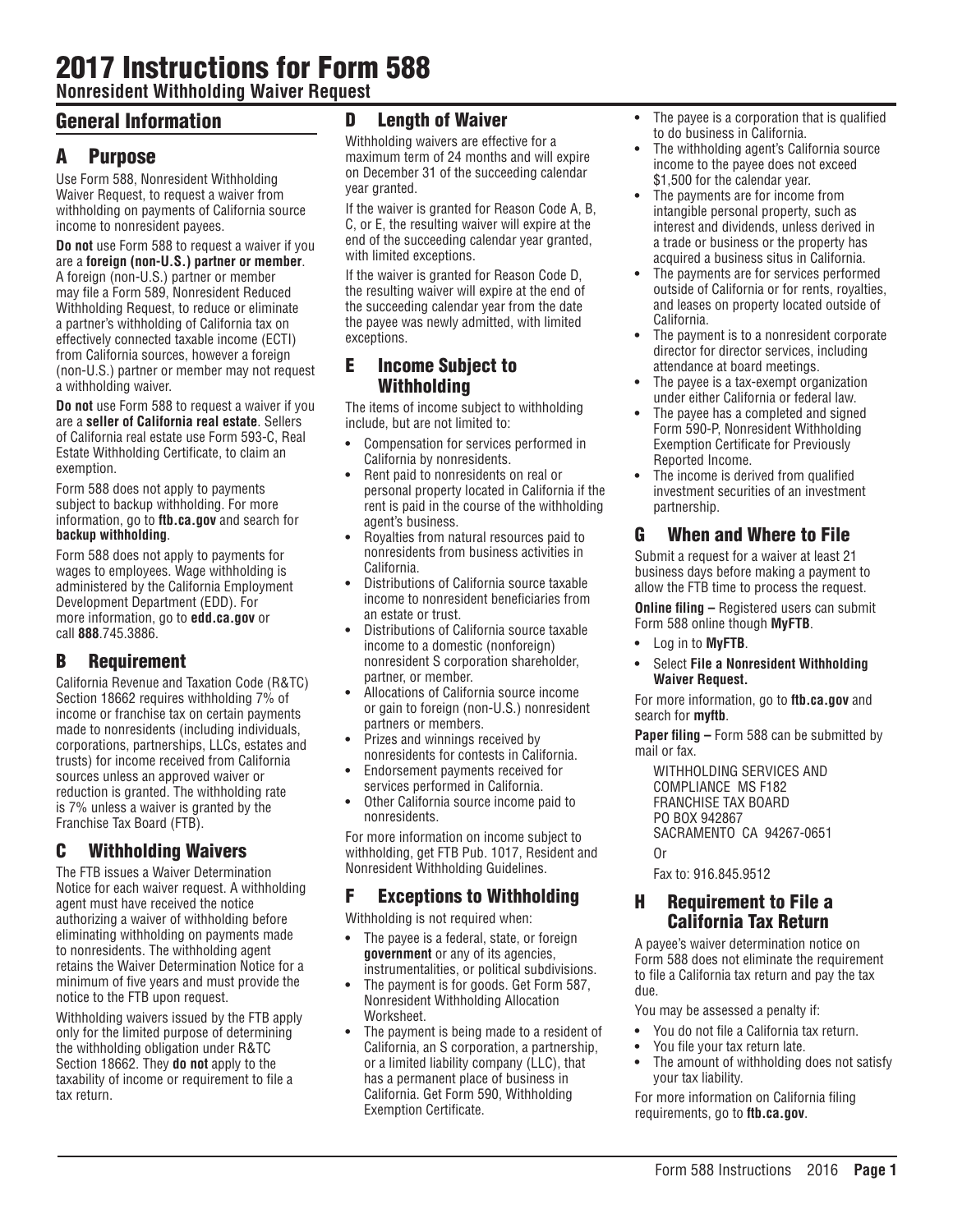# 2017 Instructions for Form 588

**Nonresident Withholding Waiver Request**

## General Information

## A Purpose

Use Form 588, Nonresident Withholding Waiver Request, to request a waiver from withholding on payments of California source income to nonresident payees.

**Do not** use Form 588 to request a waiver if you are a **foreign (non-U.S.) partner or member**. A foreign (non-U.S.) partner or member may file a Form 589, Nonresident Reduced Withholding Request, to reduce or eliminate a partner's withholding of California tax on effectively connected taxable income (ECTI) from California sources, however a foreign (non-U.S.) partner or member may not request a withholding waiver.

**Do not** use Form 588 to request a waiver if you are a **seller of California real estate**. Sellers of California real estate use Form 593-C, Real Estate Withholding Certificate, to claim an exemption.

Form 588 does not apply to payments subject to backup withholding. For more information, go to **ftb.ca.gov** and search for **backup withholding**.

Form 588 does not apply to payments for wages to employees. Wage withholding is administered by the California Employment Development Department (EDD). For more information, go to **edd.ca.gov** or call **888**.745.3886.

## B Requirement

California Revenue and Taxation Code (R&TC) Section 18662 requires withholding 7% of income or franchise tax on certain payments made to nonresidents (including individuals, corporations, partnerships, LLCs, estates and trusts) for income received from California sources unless an approved waiver or reduction is granted. The withholding rate is 7% unless a waiver is granted by the Franchise Tax Board (FTB).

## C Withholding Waivers

The FTB issues a Waiver Determination Notice for each waiver request. A withholding agent must have received the notice authorizing a waiver of withholding before eliminating withholding on payments made to nonresidents. The withholding agent retains the Waiver Determination Notice for a minimum of five years and must provide the notice to the FTB upon request.

Withholding waivers issued by the FTB apply only for the limited purpose of determining the withholding obligation under R&TC Section 18662. They **do not** apply to the taxability of income or requirement to file a tax return.

## D Length of Waiver

Withholding waivers are effective for a maximum term of 24 months and will expire on December 31 of the succeeding calendar year granted.

If the waiver is granted for Reason Code A, B, C, or E, the resulting waiver will expire at the end of the succeeding calendar year granted, with limited exceptions.

If the waiver is granted for Reason Code D, the resulting waiver will expire at the end of the succeeding calendar year from the date the payee was newly admitted, with limited exceptions.

## E Income Subject to Withholding

The items of income subject to withholding include, but are not limited to:

- Compensation for services performed in California by nonresidents.
- Rent paid to nonresidents on real or personal property located in California if the rent is paid in the course of the withholding agent's business.
- Royalties from natural resources paid to nonresidents from business activities in California.
- Distributions of California source taxable income to nonresident beneficiaries from an estate or trust.
- Distributions of California source taxable income to a domestic (nonforeign) nonresident S corporation shareholder, partner, or member.
- Allocations of California source income or gain to foreign (non-U.S.) nonresident partners or members.
- Prizes and winnings received by nonresidents for contests in California.
- Endorsement payments received for services performed in California.
- Other California source income paid to nonresidents.

For more information on income subject to withholding, get FTB Pub. 1017, Resident and Nonresident Withholding Guidelines.

## F Exceptions to Withholding

Withholding is not required when:

- The payee is a federal, state, or foreign **government** or any of its agencies, instrumentalities, or political subdivisions.
- The payment is for goods. Get Form 587, Nonresident Withholding Allocation Worksheet.
- The payment is being made to a resident of California, an S corporation, a partnership, or a limited liability company (LLC), that has a permanent place of business in California. Get Form 590, Withholding Exemption Certificate.
- The payee is a corporation that is qualified to do business in California.
- The withholding agent's California source income to the payee does not exceed $1,500 for the calendar year.
- The payments are for income from intangible personal property, such as interest and dividends, unless derived in a trade or business or the property has acquired a business situs in California.
- The payments are for services performed outside of California or for rents, royalties, and leases on property located outside of California.
- The payment is to a nonresident corporate director for director services, including attendance at board meetings.
- The payee is a tax-exempt organization under either California or federal law.
- The payee has a completed and signed Form 590-P, Nonresident Withholding Exemption Certificate for Previously Reported Income.
- The income is derived from qualified investment securities of an investment partnership.

## G When and Where to File

Submit a request for a waiver at least 21 business days before making a payment to allow the FTB time to process the request.

**Online filing –** Registered users can submit Form 588 online though **MyFTB**.

- Log in to **MyFTB**.
- Select **File a Nonresident Withholding Waiver Request.**

For more information, go to **ftb.ca.gov** and search for **myftb**.

**Paper filing –** Form 588 can be submitted by mail or fax.

WITHHOLDING SERVICES AND COMPLIANCE MS F182
FRANCHISE TAX BOARD
PO BOX 942867
SACRAMENTO CA 94267-0651

Or

Fax to: 916.845.9512

## H Requirement to File a California Tax Return

A payee's waiver determination notice on Form 588 does not eliminate the requirement to file a California tax return and pay the tax due.

You may be assessed a penalty if:

- You do not file a California tax return.
- You file your tax return late.
- The amount of withholding does not satisfy your tax liability.

For more information on California filing requirements, go to **ftb.ca.gov**.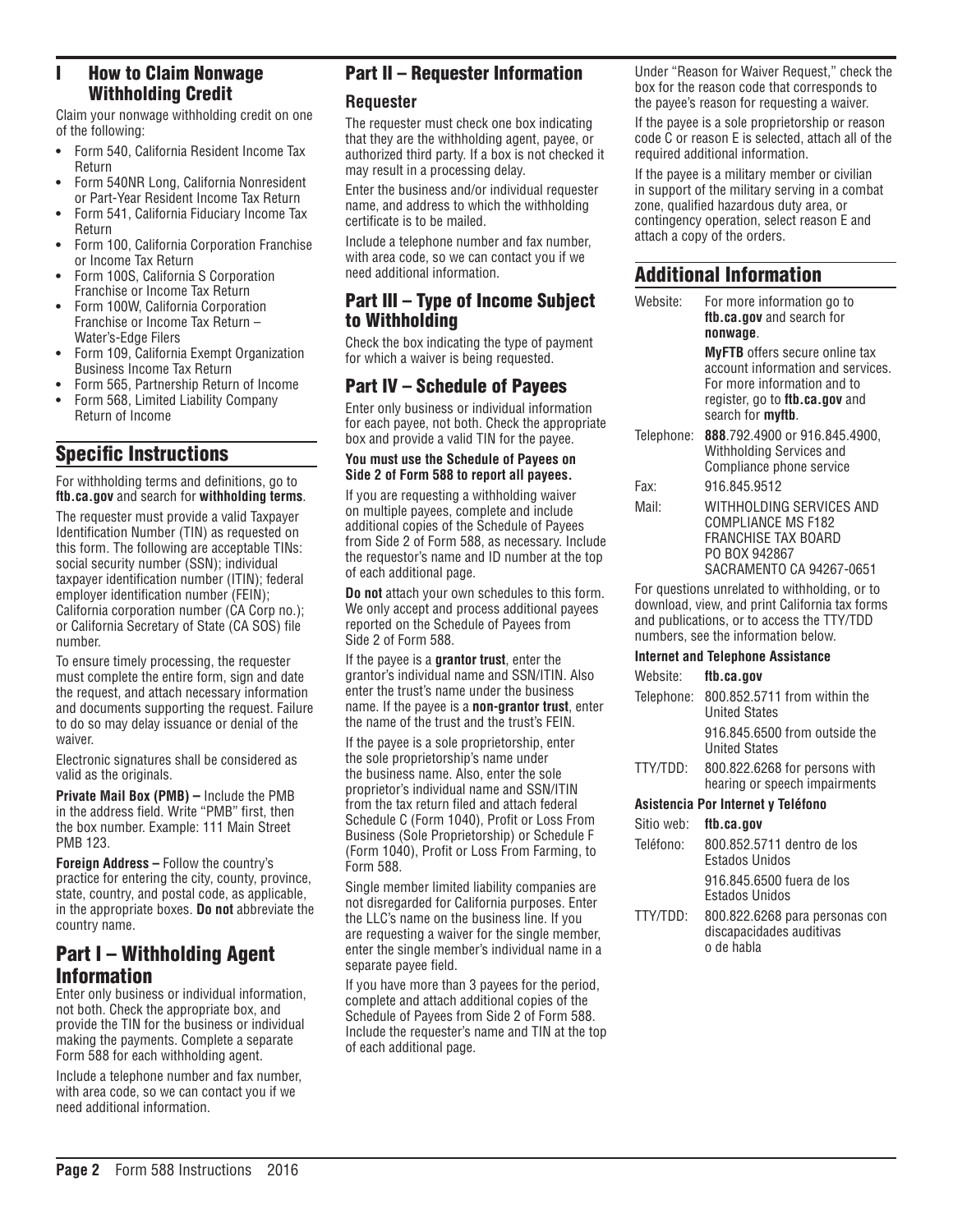## I How to Claim Nonwage Withholding Credit

Claim your nonwage withholding credit on one of the following:

- Form 540, California Resident Income Tax Return
- Form 540NR Long, California Nonresident or Part-Year Resident Income Tax Return
- Form 541, California Fiduciary Income Tax Return
- Form 100, California Corporation Franchise or Income Tax Return
- Form 100S, California S Corporation Franchise or Income Tax Return
- Form 100W, California Corporation Franchise or Income Tax Return – Water's-Edge Filers
- Form 109, California Exempt Organization Business Income Tax Return
- Form 565, Partnership Return of Income
- Form 568, Limited Liability Company Return of Income

# Specific Instructions

For withholding terms and definitions, go to **ftb.ca.gov** and search for **withholding terms**.

The requester must provide a valid Taxpayer Identification Number (TIN) as requested on this form. The following are acceptable TINs: social security number (SSN); individual taxpayer identification number (ITIN); federal employer identification number (FEIN); California corporation number (CA Corp no.); or California Secretary of State (CA SOS) file number.

To ensure timely processing, the requester must complete the entire form, sign and date the request, and attach necessary information and documents supporting the request. Failure to do so may delay issuance or denial of the waiver.

Electronic signatures shall be considered as valid as the originals.

**Private Mail Box (PMB) –** Include the PMB in the address field. Write "PMB" first, then the box number. Example: 111 Main Street PMB 123.

**Foreign Address –** Follow the country's practice for entering the city, county, province, state, country, and postal code, as applicable, in the appropriate boxes. **Do not** abbreviate the country name.

## Part I – Withholding Agent Information

Enter only business or individual information, not both. Check the appropriate box, and provide the TIN for the business or individual making the payments. Complete a separate Form 588 for each withholding agent.

Include a telephone number and fax number, with area code, so we can contact you if we need additional information.

## Part II – Requester Information

### Requester

The requester must check one box indicating that they are the withholding agent, payee, or authorized third party. If a box is not checked it may result in a processing delay.

Enter the business and/or individual requester name, and address to which the withholding certificate is to be mailed.

Include a telephone number and fax number, with area code, so we can contact you if we need additional information.

## Part III – Type of Income Subject to Withholding

Check the box indicating the type of payment for which a waiver is being requested.

## Part IV – Schedule of Payees

Enter only business or individual information for each payee, not both. Check the appropriate box and provide a valid TIN for the payee.

**You must use the Schedule of Payees on Side 2 of Form 588 to report all payees.**

If you are requesting a withholding waiver on multiple payees, complete and include additional copies of the Schedule of Payees from Side 2 of Form 588, as necessary. Include the requestor's name and ID number at the top of each additional page.

**Do not** attach your own schedules to this form. We only accept and process additional payees reported on the Schedule of Payees from Side 2 of Form 588.

If the payee is a **grantor trust**, enter the grantor's individual name and SSN/ITIN. Also enter the trust's name under the business name. If the payee is a **non-grantor trust**, enter the name of the trust and the trust's FEIN.

If the payee is a sole proprietorship, enter the sole proprietorship's name under the business name. Also, enter the sole proprietor's individual name and SSN/ITIN from the tax return filed and attach federal Schedule C (Form 1040), Profit or Loss From Business (Sole Proprietorship) or Schedule F (Form 1040), Profit or Loss From Farming, to Form 588.

Single member limited liability companies are not disregarded for California purposes. Enter the LLC's name on the business line. If you are requesting a waiver for the single member, enter the single member's individual name in a separate payee field.

If you have more than 3 payees for the period, complete and attach additional copies of the Schedule of Payees from Side 2 of Form 588. Include the requester's name and TIN at the top of each additional page.

Under "Reason for Waiver Request," check the box for the reason code that corresponds to the payee's reason for requesting a waiver.

If the payee is a sole proprietorship or reason code C or reason E is selected, attach all of the required additional information.

If the payee is a military member or civilian in support of the military serving in a combat zone, qualified hazardous duty area, or contingency operation, select reason E and attach a copy of the orders.

# Additional Information

| | |
|---|---|
| Website: | For more information go to **ftb.ca.gov** and search for **nonwage**. |
| | **MyFTB** offers secure online tax account information and services. For more information and to register, go to **ftb.ca.gov** and search for **myftb**. |
| Telephone: | **888**.792.4900 or 916.845.4900, Withholding Services and Compliance phone service |
| Fax: | 916.845.9512 |
| Mail: | WITHHOLDING SERVICES AND COMPLIANCE MS F182 FRANCHISE TAX BOARD PO BOX 942867 SACRAMENTO CA 94267-0651 |

For questions unrelated to withholding, or to download, view, and print California tax forms and publications, or to access the TTY/TDD numbers, see the information below.

**Internet and Telephone Assistance**

| | |
|---|---|
| Website: | **ftb.ca.gov** |
| Telephone: | 800.852.5711 from within the United States |
| | 916.845.6500 from outside the United States |
| TTY/TDD: | 800.822.6268 for persons with hearing or speech impairments |

**Asistencia Por Internet y Teléfono**

| | |
|---|---|
| Sitio web: | **ftb.ca.gov** |
| Teléfono: | 800.852.5711 dentro de los Estados Unidos |
| | 916.845.6500 fuera de los Estados Unidos |
| TTY/TDD: | 800.822.6268 para personas con discapacidades auditivas o de habla |